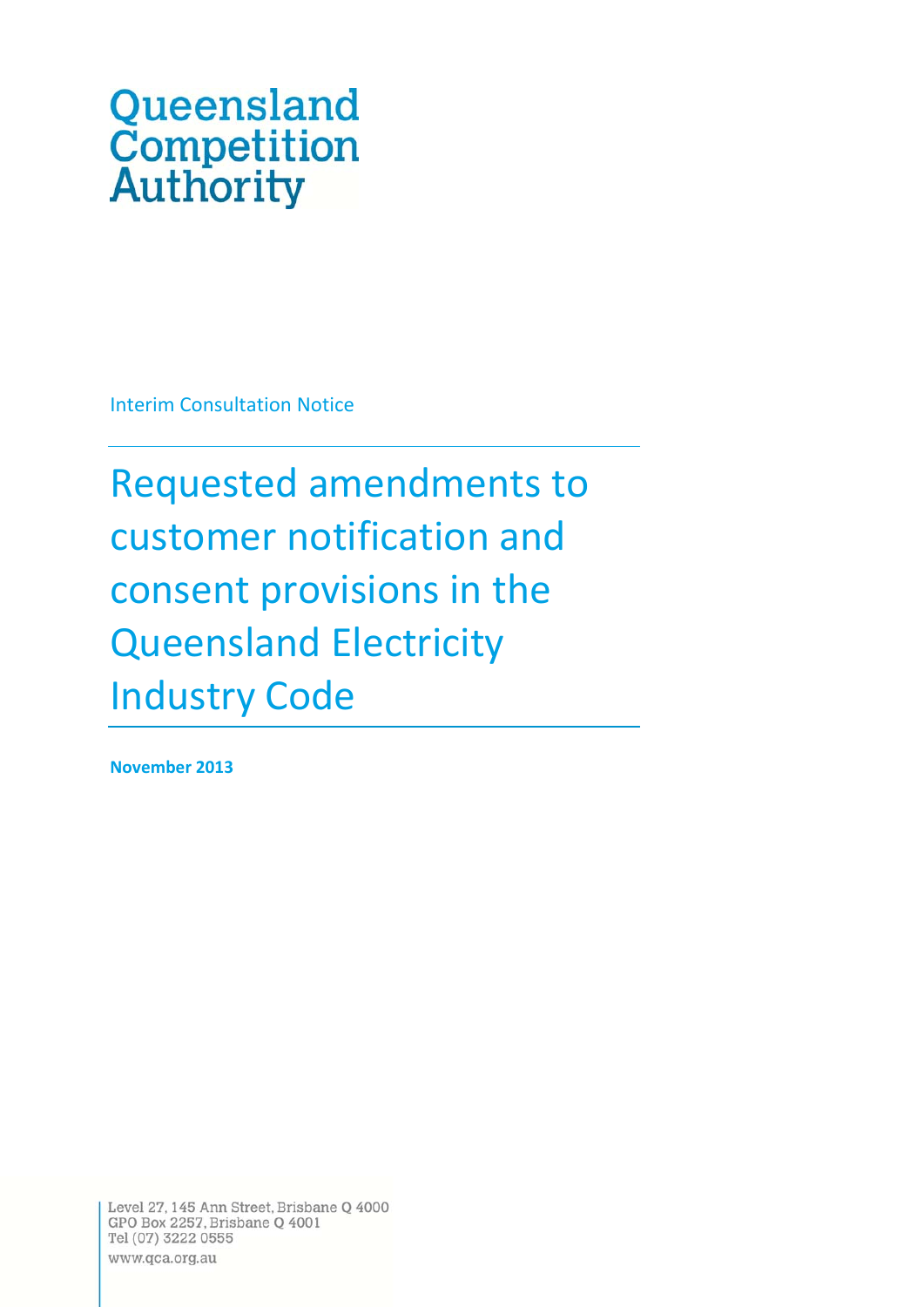Queensland Competition Authority

Interim Consultation Notice

# Requested amendments to customer notification and consent provisions in the Queensland Electricity Industry Code

**November 2013**

Level 27, 145 Ann Street, Brisbane Q 4000
GPO Box 2257, Brisbane Q 4001
Tel (07) 3222 0555
www.qca.org.au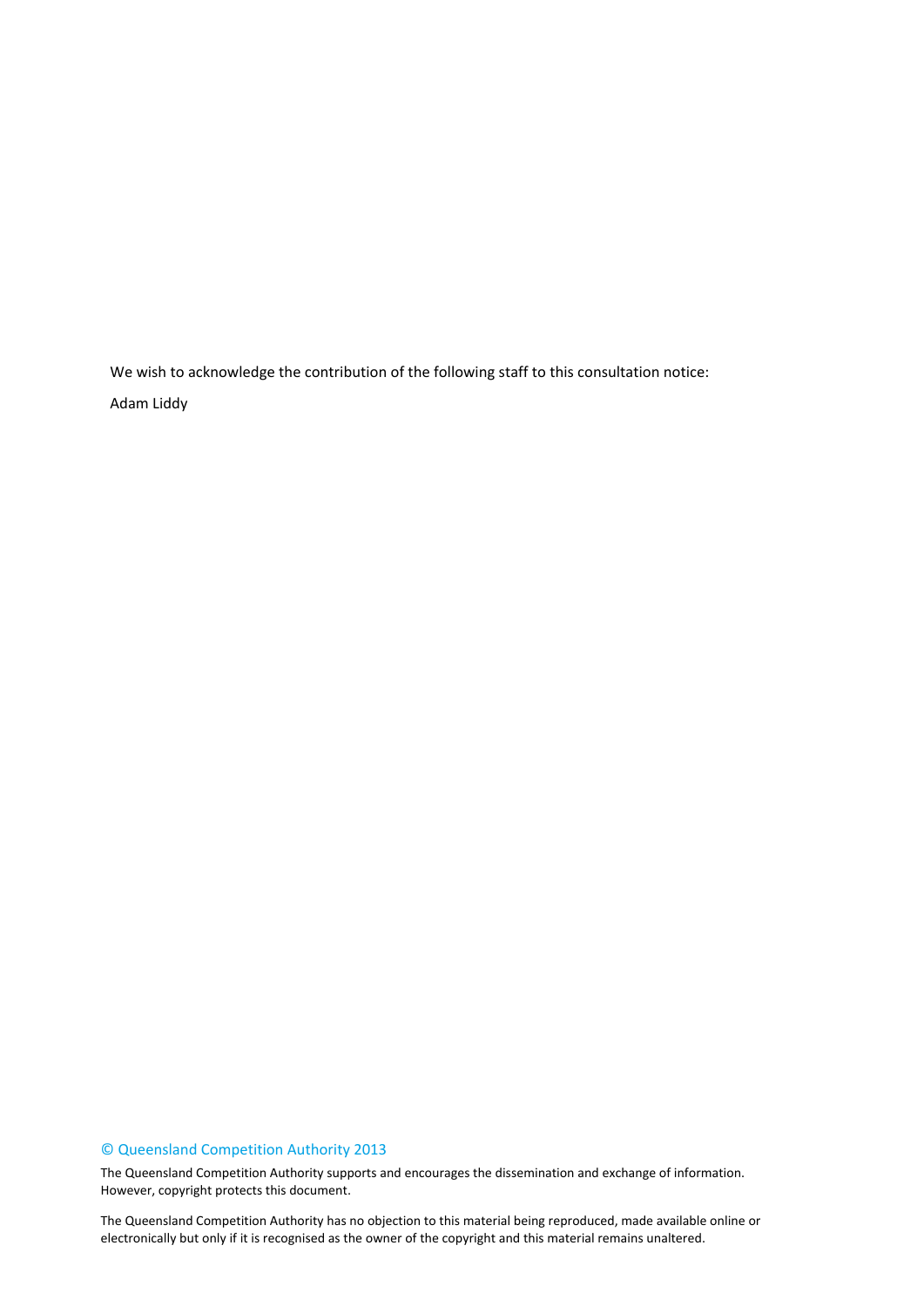We wish to acknowledge the contribution of the following staff to this consultation notice:

Adam Liddy

© Queensland Competition Authority 2013

The Queensland Competition Authority supports and encourages the dissemination and exchange of information. However, copyright protects this document.

The Queensland Competition Authority has no objection to this material being reproduced, made available online or electronically but only if it is recognised as the owner of the copyright and this material remains unaltered.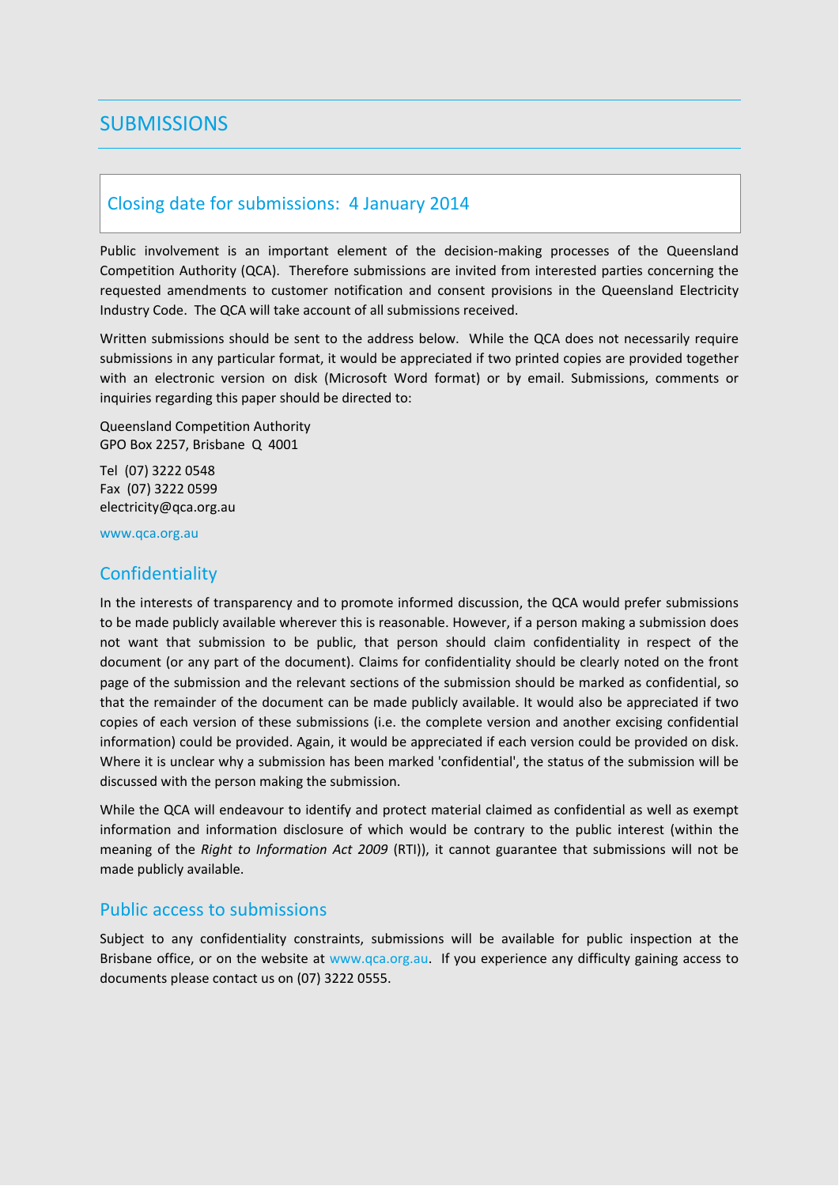# SUBMISSIONS

## Closing date for submissions: 4 January 2014

Public involvement is an important element of the decision-making processes of the Queensland Competition Authority (QCA). Therefore submissions are invited from interested parties concerning the requested amendments to customer notification and consent provisions in the Queensland Electricity Industry Code. The QCA will take account of all submissions received.

Written submissions should be sent to the address below. While the QCA does not necessarily require submissions in any particular format, it would be appreciated if two printed copies are provided together with an electronic version on disk (Microsoft Word format) or by email. Submissions, comments or inquiries regarding this paper should be directed to:

Queensland Competition Authority
GPO Box 2257, Brisbane Q 4001

Tel (07) 3222 0548
Fax (07) 3222 0599
electricity@qca.org.au

www.qca.org.au

## Confidentiality

In the interests of transparency and to promote informed discussion, the QCA would prefer submissions to be made publicly available wherever this is reasonable. However, if a person making a submission does not want that submission to be public, that person should claim confidentiality in respect of the document (or any part of the document). Claims for confidentiality should be clearly noted on the front page of the submission and the relevant sections of the submission should be marked as confidential, so that the remainder of the document can be made publicly available. It would also be appreciated if two copies of each version of these submissions (i.e. the complete version and another excising confidential information) could be provided. Again, it would be appreciated if each version could be provided on disk. Where it is unclear why a submission has been marked 'confidential', the status of the submission will be discussed with the person making the submission.

While the QCA will endeavour to identify and protect material claimed as confidential as well as exempt information and information disclosure of which would be contrary to the public interest (within the meaning of the *Right to Information Act 2009* (RTI)), it cannot guarantee that submissions will not be made publicly available.

## Public access to submissions

Subject to any confidentiality constraints, submissions will be available for public inspection at the Brisbane office, or on the website at www.qca.org.au. If you experience any difficulty gaining access to documents please contact us on (07) 3222 0555.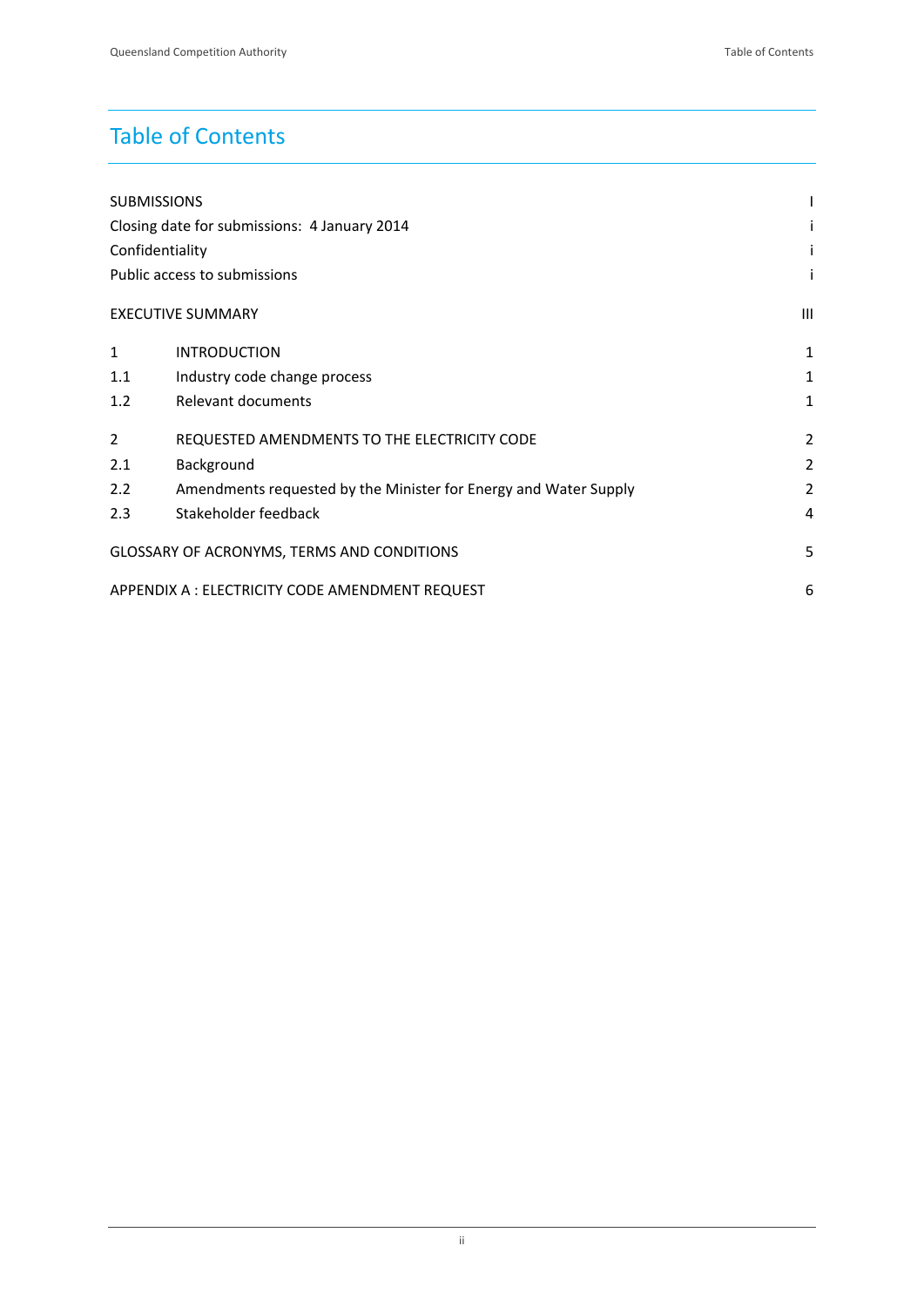# Table of Contents

| | | |
|---|---|---|
| SUBMISSIONS | | I |
| Closing date for submissions: 4 January 2014 | | i |
| Confidentiality | | i |
| Public access to submissions | | i |
| EXECUTIVE SUMMARY | | III |
| 1 | INTRODUCTION | 1 |
| 1.1 | Industry code change process | 1 |
| 1.2 | Relevant documents | 1 |
| 2 | REQUESTED AMENDMENTS TO THE ELECTRICITY CODE | 2 |
| 2.1 | Background | 2 |
| 2.2 | Amendments requested by the Minister for Energy and Water Supply | 2 |
| 2.3 | Stakeholder feedback | 4 |
| GLOSSARY OF ACRONYMS, TERMS AND CONDITIONS | | 5 |
| APPENDIX A : ELECTRICITY CODE AMENDMENT REQUEST | | 6 |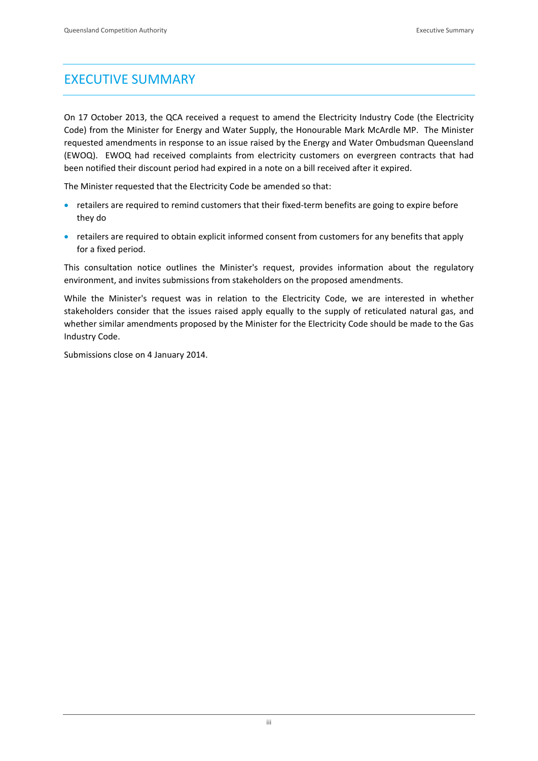# EXECUTIVE SUMMARY

On 17 October 2013, the QCA received a request to amend the Electricity Industry Code (the Electricity Code) from the Minister for Energy and Water Supply, the Honourable Mark McArdle MP. The Minister requested amendments in response to an issue raised by the Energy and Water Ombudsman Queensland (EWOQ). EWOQ had received complaints from electricity customers on evergreen contracts that had been notified their discount period had expired in a note on a bill received after it expired.

The Minister requested that the Electricity Code be amended so that:

- retailers are required to remind customers that their fixed-term benefits are going to expire before they do
- retailers are required to obtain explicit informed consent from customers for any benefits that apply for a fixed period.

This consultation notice outlines the Minister's request, provides information about the regulatory environment, and invites submissions from stakeholders on the proposed amendments.

While the Minister's request was in relation to the Electricity Code, we are interested in whether stakeholders consider that the issues raised apply equally to the supply of reticulated natural gas, and whether similar amendments proposed by the Minister for the Electricity Code should be made to the Gas Industry Code.

Submissions close on 4 January 2014.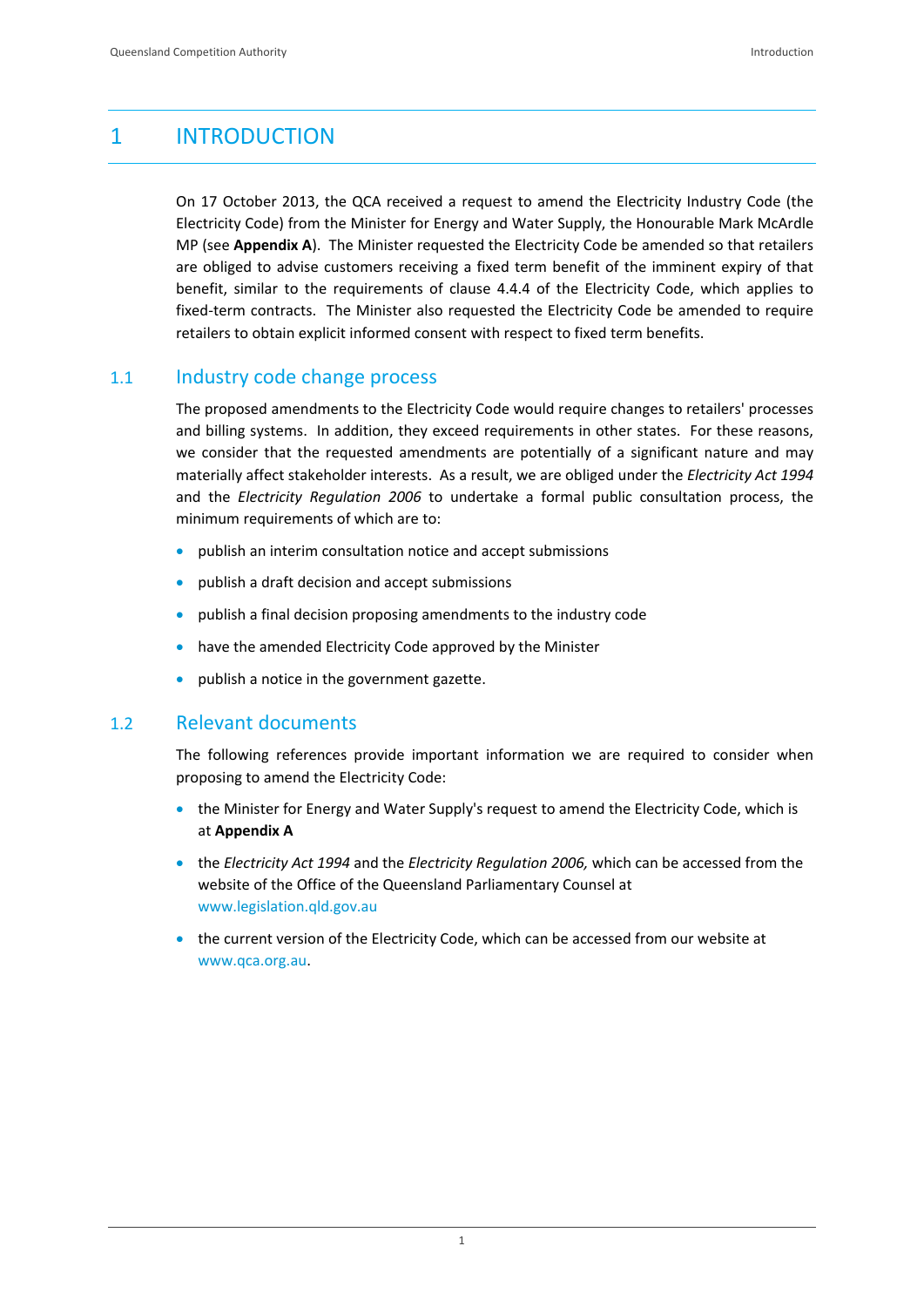# 1 INTRODUCTION

On 17 October 2013, the QCA received a request to amend the Electricity Industry Code (the Electricity Code) from the Minister for Energy and Water Supply, the Honourable Mark McArdle MP (see **Appendix A**). The Minister requested the Electricity Code be amended so that retailers are obliged to advise customers receiving a fixed term benefit of the imminent expiry of that benefit, similar to the requirements of clause 4.4.4 of the Electricity Code, which applies to fixed-term contracts. The Minister also requested the Electricity Code be amended to require retailers to obtain explicit informed consent with respect to fixed term benefits.

## 1.1 Industry code change process

The proposed amendments to the Electricity Code would require changes to retailers' processes and billing systems. In addition, they exceed requirements in other states. For these reasons, we consider that the requested amendments are potentially of a significant nature and may materially affect stakeholder interests. As a result, we are obliged under the *Electricity Act 1994* and the *Electricity Regulation 2006* to undertake a formal public consultation process, the minimum requirements of which are to:

- publish an interim consultation notice and accept submissions
- publish a draft decision and accept submissions
- publish a final decision proposing amendments to the industry code
- have the amended Electricity Code approved by the Minister
- publish a notice in the government gazette.

## 1.2 Relevant documents

The following references provide important information we are required to consider when proposing to amend the Electricity Code:

- the Minister for Energy and Water Supply's request to amend the Electricity Code, which is at **Appendix A**
- the *Electricity Act 1994* and the *Electricity Regulation 2006,* which can be accessed from the website of the Office of the Queensland Parliamentary Counsel at www.legislation.qld.gov.au
- the current version of the Electricity Code, which can be accessed from our website at www.qca.org.au.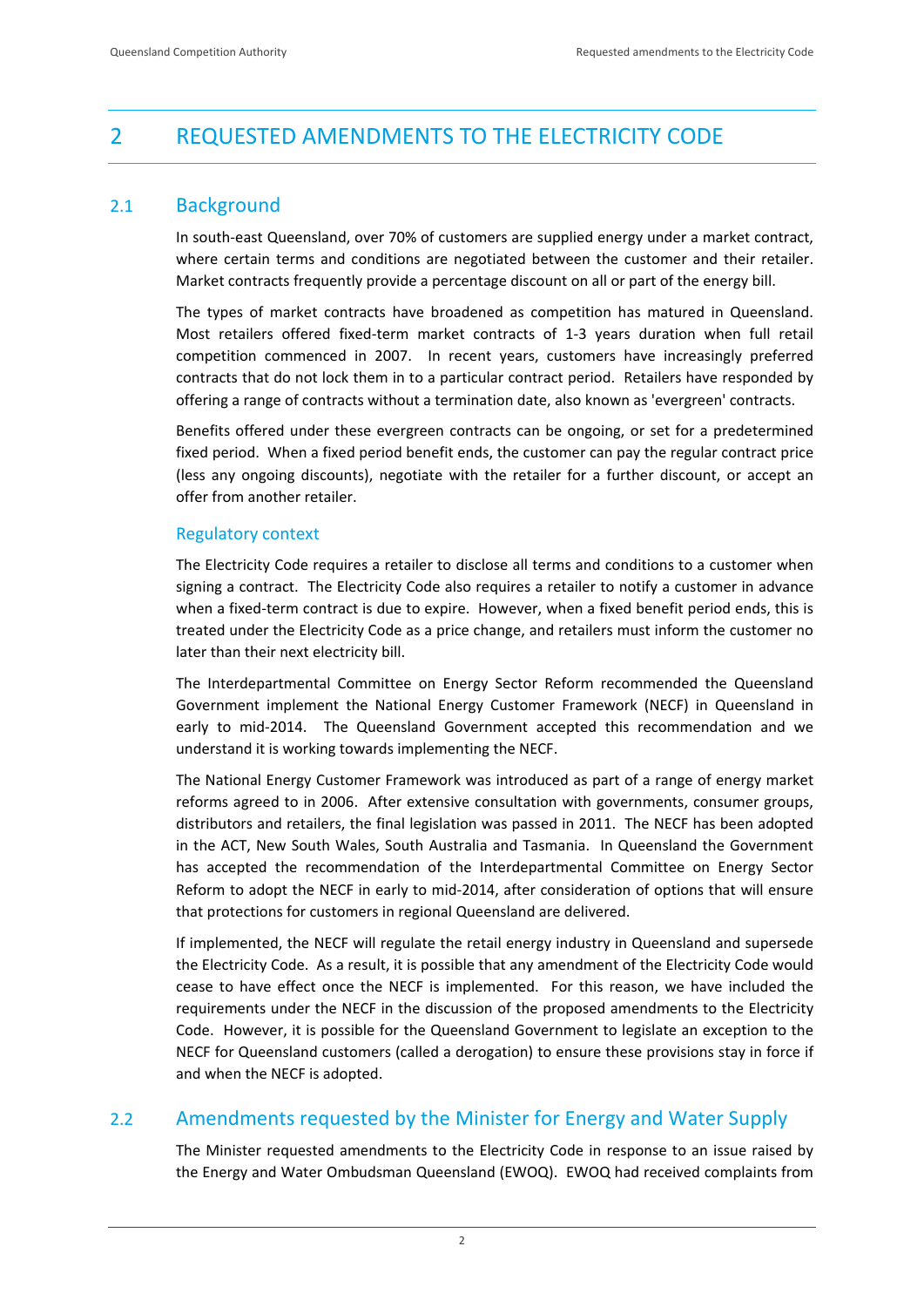# 2 REQUESTED AMENDMENTS TO THE ELECTRICITY CODE

## 2.1 Background

In south-east Queensland, over 70% of customers are supplied energy under a market contract, where certain terms and conditions are negotiated between the customer and their retailer. Market contracts frequently provide a percentage discount on all or part of the energy bill.

The types of market contracts have broadened as competition has matured in Queensland. Most retailers offered fixed-term market contracts of 1-3 years duration when full retail competition commenced in 2007. In recent years, customers have increasingly preferred contracts that do not lock them in to a particular contract period. Retailers have responded by offering a range of contracts without a termination date, also known as 'evergreen' contracts.

Benefits offered under these evergreen contracts can be ongoing, or set for a predetermined fixed period. When a fixed period benefit ends, the customer can pay the regular contract price (less any ongoing discounts), negotiate with the retailer for a further discount, or accept an offer from another retailer.

### Regulatory context

The Electricity Code requires a retailer to disclose all terms and conditions to a customer when signing a contract. The Electricity Code also requires a retailer to notify a customer in advance when a fixed-term contract is due to expire. However, when a fixed benefit period ends, this is treated under the Electricity Code as a price change, and retailers must inform the customer no later than their next electricity bill.

The Interdepartmental Committee on Energy Sector Reform recommended the Queensland Government implement the National Energy Customer Framework (NECF) in Queensland in early to mid-2014. The Queensland Government accepted this recommendation and we understand it is working towards implementing the NECF.

The National Energy Customer Framework was introduced as part of a range of energy market reforms agreed to in 2006. After extensive consultation with governments, consumer groups, distributors and retailers, the final legislation was passed in 2011. The NECF has been adopted in the ACT, New South Wales, South Australia and Tasmania. In Queensland the Government has accepted the recommendation of the Interdepartmental Committee on Energy Sector Reform to adopt the NECF in early to mid-2014, after consideration of options that will ensure that protections for customers in regional Queensland are delivered.

If implemented, the NECF will regulate the retail energy industry in Queensland and supersede the Electricity Code. As a result, it is possible that any amendment of the Electricity Code would cease to have effect once the NECF is implemented. For this reason, we have included the requirements under the NECF in the discussion of the proposed amendments to the Electricity Code. However, it is possible for the Queensland Government to legislate an exception to the NECF for Queensland customers (called a derogation) to ensure these provisions stay in force if and when the NECF is adopted.

## 2.2 Amendments requested by the Minister for Energy and Water Supply

The Minister requested amendments to the Electricity Code in response to an issue raised by the Energy and Water Ombudsman Queensland (EWOQ). EWOQ had received complaints from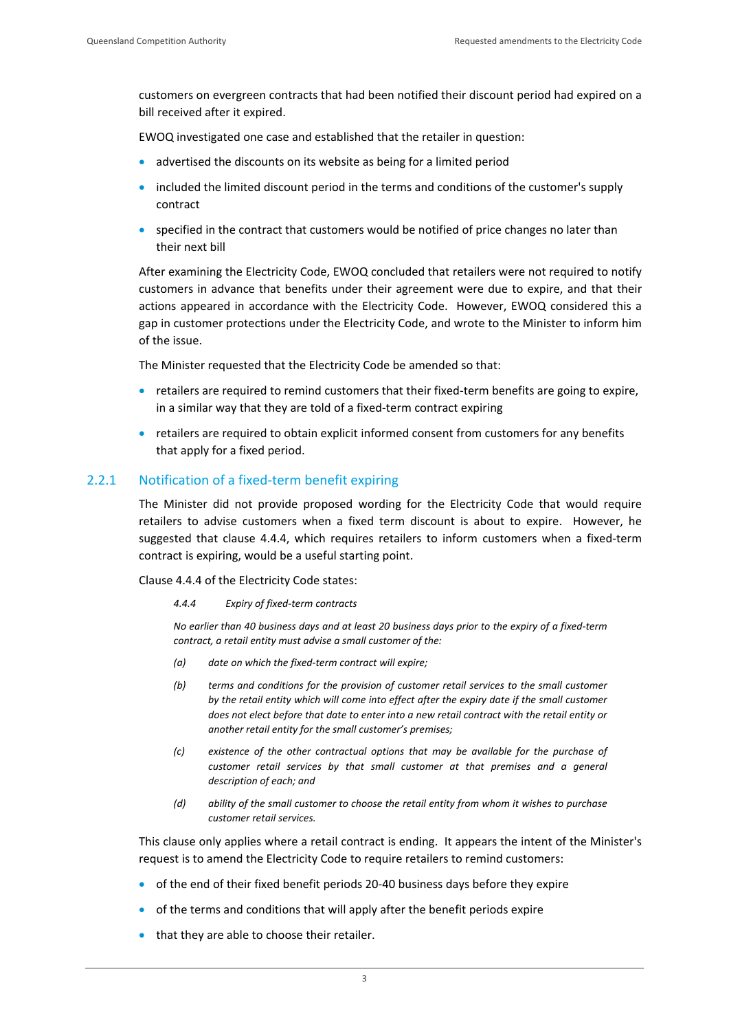customers on evergreen contracts that had been notified their discount period had expired on a bill received after it expired.

EWOQ investigated one case and established that the retailer in question:

- advertised the discounts on its website as being for a limited period
- included the limited discount period in the terms and conditions of the customer's supply contract
- specified in the contract that customers would be notified of price changes no later than their next bill

After examining the Electricity Code, EWOQ concluded that retailers were not required to notify customers in advance that benefits under their agreement were due to expire, and that their actions appeared in accordance with the Electricity Code. However, EWOQ considered this a gap in customer protections under the Electricity Code, and wrote to the Minister to inform him of the issue.

The Minister requested that the Electricity Code be amended so that:

- retailers are required to remind customers that their fixed-term benefits are going to expire, in a similar way that they are told of a fixed-term contract expiring
- retailers are required to obtain explicit informed consent from customers for any benefits that apply for a fixed period.

### 2.2.1 Notification of a fixed-term benefit expiring

The Minister did not provide proposed wording for the Electricity Code that would require retailers to advise customers when a fixed term discount is about to expire. However, he suggested that clause 4.4.4, which requires retailers to inform customers when a fixed-term contract is expiring, would be a useful starting point.

Clause 4.4.4 of the Electricity Code states:

> *4.4.4 Expiry of fixed-term contracts*
>
> *No earlier than 40 business days and at least 20 business days prior to the expiry of a fixed-term contract, a retail entity must advise a small customer of the:*
>
> *(a) date on which the fixed-term contract will expire;*
>
> *(b) terms and conditions for the provision of customer retail services to the small customer by the retail entity which will come into effect after the expiry date if the small customer does not elect before that date to enter into a new retail contract with the retail entity or another retail entity for the small customer's premises;*
>
> *(c) existence of the other contractual options that may be available for the purchase of customer retail services by that small customer at that premises and a general description of each; and*
>
> *(d) ability of the small customer to choose the retail entity from whom it wishes to purchase customer retail services.*

This clause only applies where a retail contract is ending. It appears the intent of the Minister's request is to amend the Electricity Code to require retailers to remind customers:

- of the end of their fixed benefit periods 20-40 business days before they expire
- of the terms and conditions that will apply after the benefit periods expire
- that they are able to choose their retailer.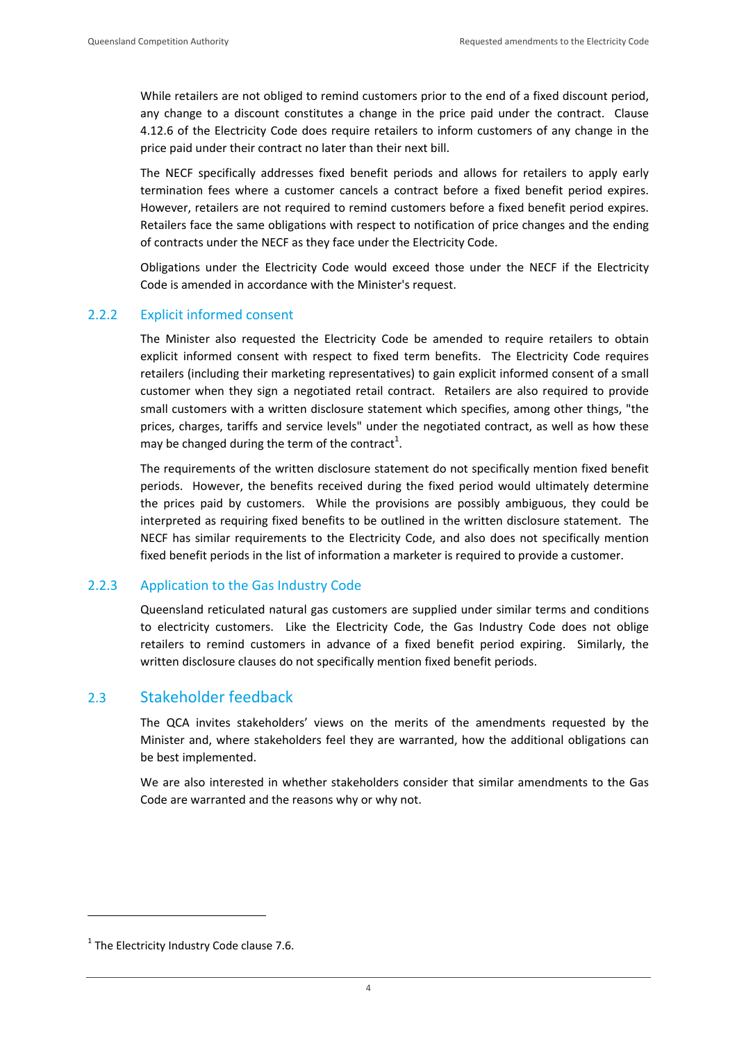While retailers are not obliged to remind customers prior to the end of a fixed discount period, any change to a discount constitutes a change in the price paid under the contract. Clause 4.12.6 of the Electricity Code does require retailers to inform customers of any change in the price paid under their contract no later than their next bill.

The NECF specifically addresses fixed benefit periods and allows for retailers to apply early termination fees where a customer cancels a contract before a fixed benefit period expires. However, retailers are not required to remind customers before a fixed benefit period expires. Retailers face the same obligations with respect to notification of price changes and the ending of contracts under the NECF as they face under the Electricity Code.

Obligations under the Electricity Code would exceed those under the NECF if the Electricity Code is amended in accordance with the Minister's request.

### 2.2.2 Explicit informed consent

The Minister also requested the Electricity Code be amended to require retailers to obtain explicit informed consent with respect to fixed term benefits. The Electricity Code requires retailers (including their marketing representatives) to gain explicit informed consent of a small customer when they sign a negotiated retail contract. Retailers are also required to provide small customers with a written disclosure statement which specifies, among other things, "the prices, charges, tariffs and service levels" under the negotiated contract, as well as how these may be changed during the term of the contract[1].

The requirements of the written disclosure statement do not specifically mention fixed benefit periods. However, the benefits received during the fixed period would ultimately determine the prices paid by customers. While the provisions are possibly ambiguous, they could be interpreted as requiring fixed benefits to be outlined in the written disclosure statement. The NECF has similar requirements to the Electricity Code, and also does not specifically mention fixed benefit periods in the list of information a marketer is required to provide a customer.

### 2.2.3 Application to the Gas Industry Code

Queensland reticulated natural gas customers are supplied under similar terms and conditions to electricity customers. Like the Electricity Code, the Gas Industry Code does not oblige retailers to remind customers in advance of a fixed benefit period expiring. Similarly, the written disclosure clauses do not specifically mention fixed benefit periods.

## 2.3 Stakeholder feedback

The QCA invites stakeholders' views on the merits of the amendments requested by the Minister and, where stakeholders feel they are warranted, how the additional obligations can be best implemented.

We are also interested in whether stakeholders consider that similar amendments to the Gas Code are warranted and the reasons why or why not.

[1] The Electricity Industry Code clause 7.6.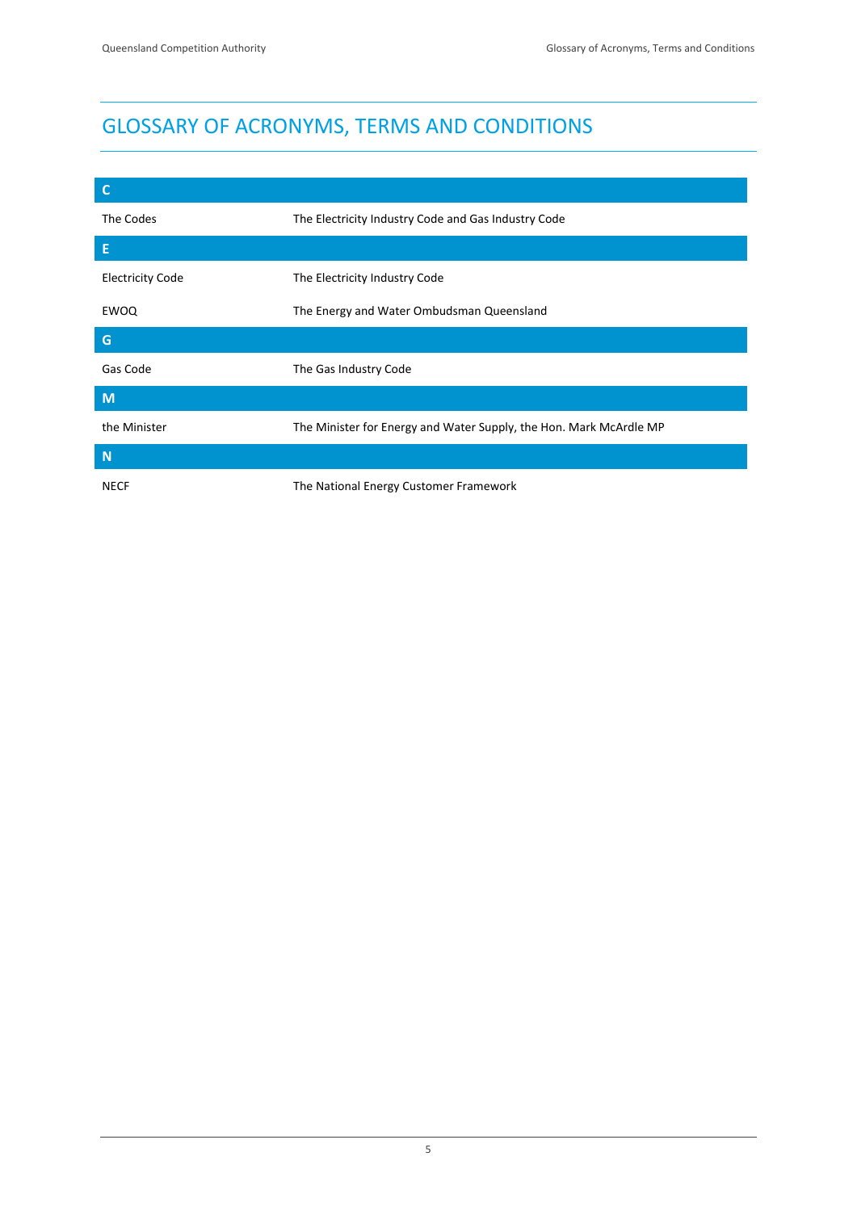# GLOSSARY OF ACRONYMS, TERMS AND CONDITIONS

| C | |
|---|---|
| The Codes | The Electricity Industry Code and Gas Industry Code |
| **E** | |
| Electricity Code | The Electricity Industry Code |
| EWOQ | The Energy and Water Ombudsman Queensland |
| **G** | |
| Gas Code | The Gas Industry Code |
| **M** | |
| the Minister | The Minister for Energy and Water Supply, the Hon. Mark McArdle MP |
| **N** | |
| NECF | The National Energy Customer Framework |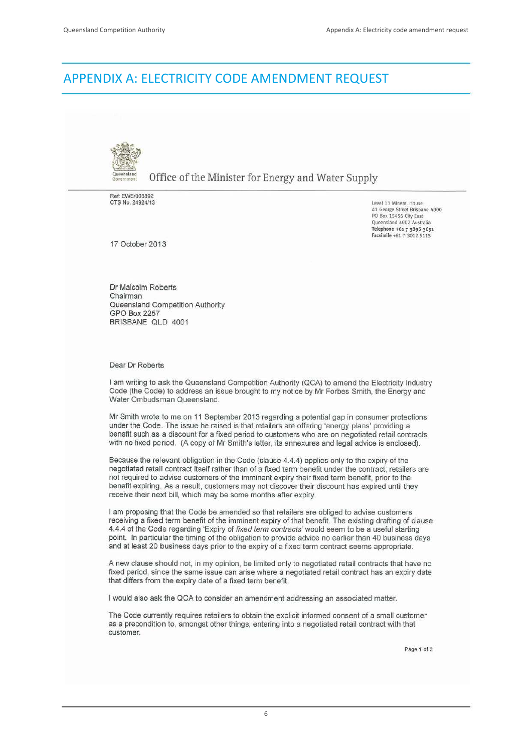# APPENDIX A: ELECTRICITY CODE AMENDMENT REQUEST

Office of the Minister for Energy and Water Supply

Ref: EWS/003892
CTS No. 24924/13

Level 13 Mineral House
41 George Street Brisbane 4000
PO Box 15456 City East
Queensland 4002 Australia
**Telephone** +61 7 3896 3691
**Facsimile** +61 7 3012 9115

17 October 2013

Dr Malcolm Roberts
Chairman
Queensland Competition Authority
GPO Box 2257
BRISBANE QLD 4001

Dear Dr Roberts

I am writing to ask the Queensland Competition Authority (QCA) to amend the Electricity Industry Code (the Code) to address an issue brought to my notice by Mr Forbes Smith, the Energy and Water Ombudsman Queensland.

Mr Smith wrote to me on 11 September 2013 regarding a potential gap in consumer protections under the Code. The issue he raised is that retailers are offering 'energy plans' providing a benefit such as a discount for a fixed period to customers who are on negotiated retail contracts with no fixed period. (A copy of Mr Smith's letter, its annexures and legal advice is enclosed).

Because the relevant obligation in the Code (clause 4.4.4) applies only to the expiry of the negotiated retail contract itself rather than of a fixed term benefit under the contract, retailers are not required to advise customers of the imminent expiry their fixed term benefit, prior to the benefit expiring. As a result, customers may not discover their discount has expired until they receive their next bill, which may be some months after expiry.

I am proposing that the Code be amended so that retailers are obliged to advise customers receiving a fixed term benefit of the imminent expiry of that benefit. The existing drafting of clause 4.4.4 of the Code regarding 'Expiry of *fixed term contracts*' would seem to be a useful starting point. In particular the timing of the obligation to provide advice no earlier than 40 business days and at least 20 business days prior to the expiry of a fixed term contract seems appropriate.

A new clause should not, in my opinion, be limited only to negotiated retail contracts that have no fixed period, since the same issue can arise where a negotiated retail contract has an expiry date that differs from the expiry date of a fixed term benefit.

I would also ask the QCA to consider an amendment addressing an associated matter.

The Code currently requires retailers to obtain the explicit informed consent of a small customer as a precondition to, amongst other things, entering into a negotiated retail contract with that customer.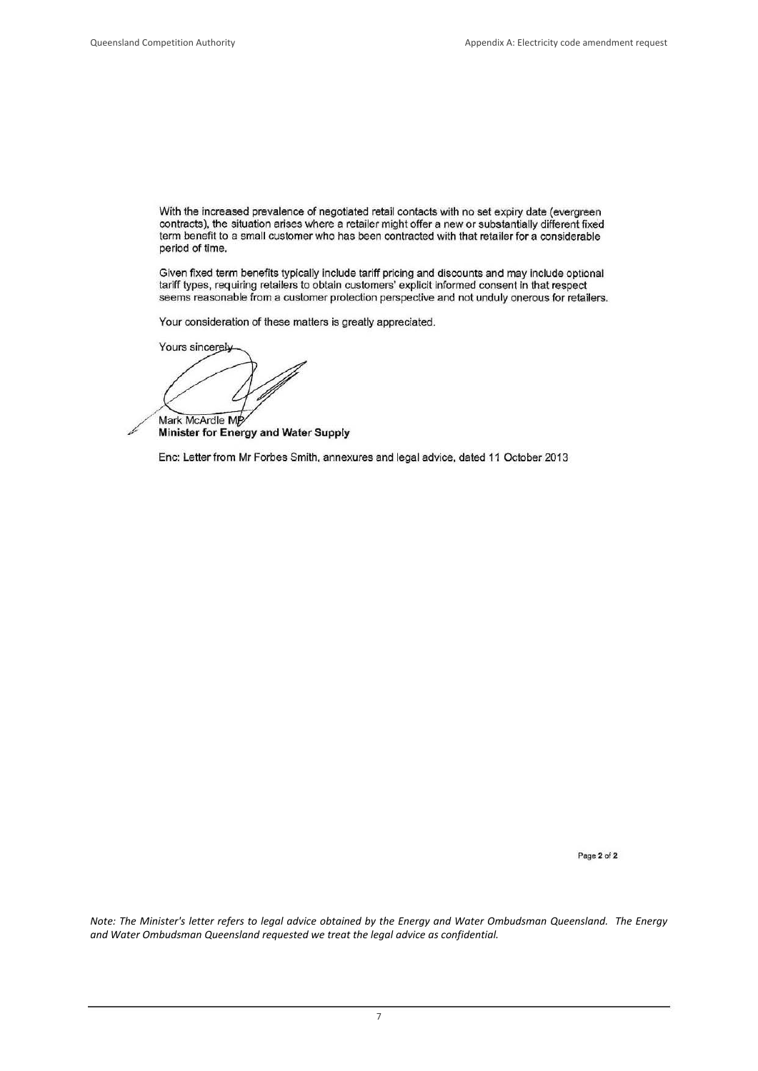With the increased prevalence of negotiated retail contacts with no set expiry date (evergreen contracts), the situation arises where a retailer might offer a new or substantially different fixed term benefit to a small customer who has been contracted with that retailer for a considerable period of time.

Given fixed term benefits typically include tariff pricing and discounts and may include optional tariff types, requiring retailers to obtain customers' explicit informed consent in that respect seems reasonable from a customer protection perspective and not unduly onerous for retailers.

Your consideration of these matters is greatly appreciated.

Yours sincerely

Mark McArdle MP
**Minister for Energy and Water Supply**

Enc: Letter from Mr Forbes Smith, annexures and legal advice, dated 11 October 2013

*Note: The Minister's letter refers to legal advice obtained by the Energy and Water Ombudsman Queensland. The Energy and Water Ombudsman Queensland requested we treat the legal advice as confidential.*